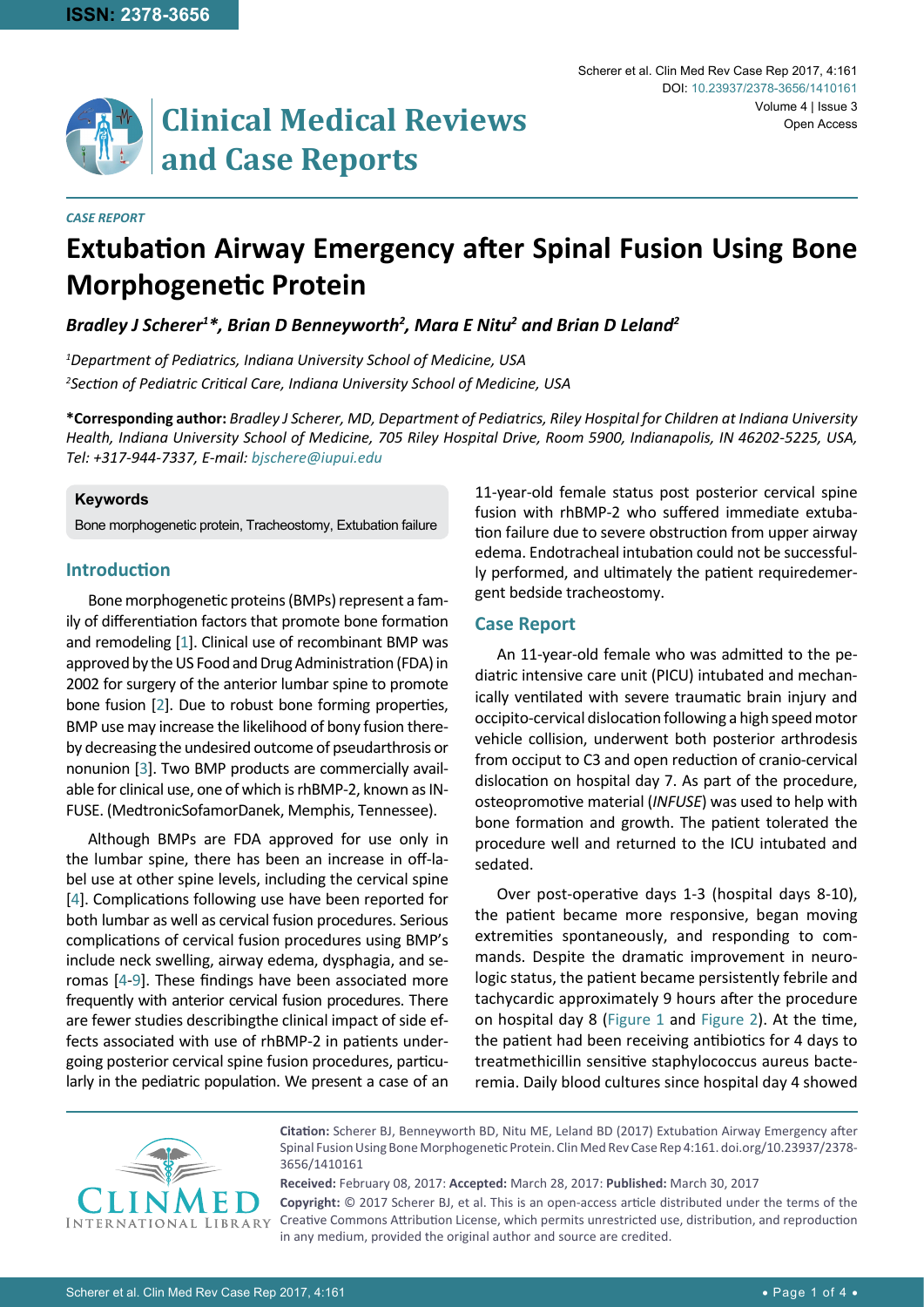**ISSN: 2378-3656**

# Clinical Medical Reviews and Case Reports

*CASE REPORT*

# Extubation Airway Emergency after Spinal Fusion Using Bone Morphogenetic Protein

***Bradley J Scherer[1]\*, Brian D Benneyworth[2], Mara E Nitu[2] and Brian D Leland[2]***

*[1]Department of Pediatrics, Indiana University School of Medicine, USA*

*[2]Section of Pediatric Critical Care, Indiana University School of Medicine, USA*

**\*Corresponding author:** *Bradley J Scherer, MD, Department of Pediatrics, Riley Hospital for Children at Indiana University Health, Indiana University School of Medicine, 705 Riley Hospital Drive, Room 5900, Indianapolis, IN 46202-5225, USA, Tel: +317-944-7337, E-mail: bjschere@iupui.edu*

**Keywords**

Bone morphogenetic protein, Tracheostomy, Extubation failure

## Introduction

Bone morphogenetic proteins (BMPs) represent a family of differentiation factors that promote bone formation and remodeling [1]. Clinical use of recombinant BMP was approved by the US Food and Drug Administration (FDA) in 2002 for surgery of the anterior lumbar spine to promote bone fusion [2]. Due to robust bone forming properties, BMP use may increase the likelihood of bony fusion thereby decreasing the undesired outcome of pseudarthrosis or nonunion [3]. Two BMP products are commercially available for clinical use, one of which is rhBMP-2, known as INFUSE. (MedtronicSofamorDanek, Memphis, Tennessee).

Although BMPs are FDA approved for use only in the lumbar spine, there has been an increase in off-label use at other spine levels, including the cervical spine [4]. Complications following use have been reported for both lumbar as well as cervical fusion procedures. Serious complications of cervical fusion procedures using BMP's include neck swelling, airway edema, dysphagia, and seromas [4-9]. These findings have been associated more frequently with anterior cervical fusion procedures. There are fewer studies describingthe clinical impact of side effects associated with use of rhBMP-2 in patients undergoing posterior cervical spine fusion procedures, particularly in the pediatric population. We present a case of an 11-year-old female status post posterior cervical spine fusion with rhBMP-2 who suffered immediate extubation failure due to severe obstruction from upper airway edema. Endotracheal intubation could not be successfully performed, and ultimately the patient requiredemergent bedside tracheostomy.

## Case Report

An 11-year-old female who was admitted to the pediatric intensive care unit (PICU) intubated and mechanically ventilated with severe traumatic brain injury and occipito-cervical dislocation following a high speed motor vehicle collision, underwent both posterior arthrodesis from occiput to C3 and open reduction of cranio-cervical dislocation on hospital day 7. As part of the procedure, osteopromotive material (*INFUSE*) was used to help with bone formation and growth. The patient tolerated the procedure well and returned to the ICU intubated and sedated.

Over post-operative days 1-3 (hospital days 8-10), the patient became more responsive, began moving extremities spontaneously, and responding to commands. Despite the dramatic improvement in neurologic status, the patient became persistently febrile and tachycardic approximately 9 hours after the procedure on hospital day 8 (Figure 1 and Figure 2). At the time, the patient had been receiving antibiotics for 4 days to treatmethicillin sensitive staphylococcus aureus bacteremia. Daily blood cultures since hospital day 4 showed

**Citation:** Scherer BJ, Benneyworth BD, Nitu ME, Leland BD (2017) Extubation Airway Emergency after Spinal Fusion Using Bone Morphogenetic Protein. Clin Med Rev Case Rep 4:161. doi.org/10.23937/2378-3656/1410161

**Received:** February 08, 2017: **Accepted:** March 28, 2017: **Published:** March 30, 2017

**Copyright:** © 2017 Scherer BJ, et al. This is an open-access article distributed under the terms of the Creative Commons Attribution License, which permits unrestricted use, distribution, and reproduction in any medium, provided the original author and source are credited.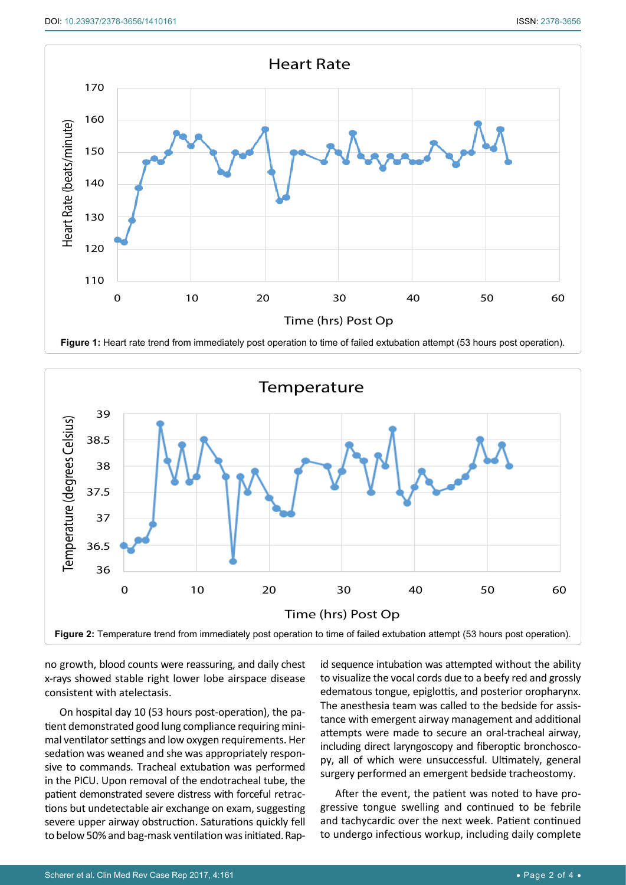**Figure 1:** Heart rate trend from immediately post operation to time of failed extubation attempt (53 hours post operation).

**Figure 2:** Temperature trend from immediately post operation to time of failed extubation attempt (53 hours post operation).

no growth, blood counts were reassuring, and daily chest x-rays showed stable right lower lobe airspace disease consistent with atelectasis.

On hospital day 10 (53 hours post-operation), the patient demonstrated good lung compliance requiring minimal ventilator settings and low oxygen requirements. Her sedation was weaned and she was appropriately responsive to commands. Tracheal extubation was performed in the PICU. Upon removal of the endotracheal tube, the patient demonstrated severe distress with forceful retractions but undetectable air exchange on exam, suggesting severe upper airway obstruction. Saturations quickly fell to below 50% and bag-mask ventilation was initiated. Rapid sequence intubation was attempted without the ability to visualize the vocal cords due to a beefy red and grossly edematous tongue, epiglottis, and posterior oropharynx. The anesthesia team was called to the bedside for assistance with emergent airway management and additional attempts were made to secure an oral-tracheal airway, including direct laryngoscopy and fiberoptic bronchoscopy, all of which were unsuccessful. Ultimately, general surgery performed an emergent bedside tracheostomy.

After the event, the patient was noted to have progressive tongue swelling and continued to be febrile and tachycardic over the next week. Patient continued to undergo infectious workup, including daily complete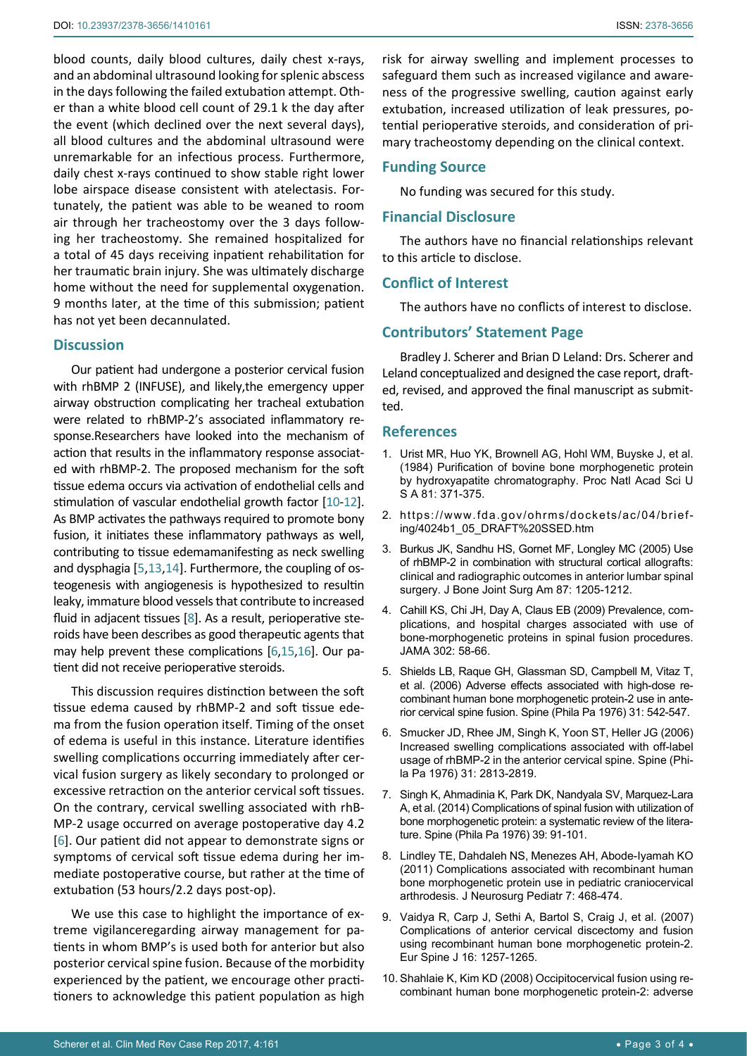blood counts, daily blood cultures, daily chest x-rays, and an abdominal ultrasound looking for splenic abscess in the days following the failed extubation attempt. Other than a white blood cell count of 29.1 k the day after the event (which declined over the next several days), all blood cultures and the abdominal ultrasound were unremarkable for an infectious process. Furthermore, daily chest x-rays continued to show stable right lower lobe airspace disease consistent with atelectasis. Fortunately, the patient was able to be weaned to room air through her tracheostomy over the 3 days following her tracheostomy. She remained hospitalized for a total of 45 days receiving inpatient rehabilitation for her traumatic brain injury. She was ultimately discharge home without the need for supplemental oxygenation. 9 months later, at the time of this submission; patient has not yet been decannulated.

## Discussion

Our patient had undergone a posterior cervical fusion with rhBMP 2 (INFUSE), and likely,the emergency upper airway obstruction complicating her tracheal extubation were related to rhBMP-2's associated inflammatory response.Researchers have looked into the mechanism of action that results in the inflammatory response associated with rhBMP-2. The proposed mechanism for the soft tissue edema occurs via activation of endothelial cells and stimulation of vascular endothelial growth factor [10-12]. As BMP activates the pathways required to promote bony fusion, it initiates these inflammatory pathways as well, contributing to tissue edemamanifesting as neck swelling and dysphagia [5,13,14]. Furthermore, the coupling of osteogenesis with angiogenesis is hypothesized to resultin leaky, immature blood vessels that contribute to increased fluid in adjacent tissues [8]. As a result, perioperative steroids have been describes as good therapeutic agents that may help prevent these complications [6,15,16]. Our patient did not receive perioperative steroids.

This discussion requires distinction between the soft tissue edema caused by rhBMP-2 and soft tissue edema from the fusion operation itself. Timing of the onset of edema is useful in this instance. Literature identifies swelling complications occurring immediately after cervical fusion surgery as likely secondary to prolonged or excessive retraction on the anterior cervical soft tissues. On the contrary, cervical swelling associated with rhBMP-2 usage occurred on average postoperative day 4.2 [6]. Our patient did not appear to demonstrate signs or symptoms of cervical soft tissue edema during her immediate postoperative course, but rather at the time of extubation (53 hours/2.2 days post-op).

We use this case to highlight the importance of extreme vigilanceregarding airway management for patients in whom BMP's is used both for anterior but also posterior cervical spine fusion. Because of the morbidity experienced by the patient, we encourage other practitioners to acknowledge this patient population as high risk for airway swelling and implement processes to safeguard them such as increased vigilance and awareness of the progressive swelling, caution against early extubation, increased utilization of leak pressures, potential perioperative steroids, and consideration of primary tracheostomy depending on the clinical context.

## Funding Source

No funding was secured for this study.

## Financial Disclosure

The authors have no financial relationships relevant to this article to disclose.

## Conflict of Interest

The authors have no conflicts of interest to disclose.

## Contributors' Statement Page

Bradley J. Scherer and Brian D Leland: Drs. Scherer and Leland conceptualized and designed the case report, drafted, revised, and approved the final manuscript as submitted.

## References

1. Urist MR, Huo YK, Brownell AG, Hohl WM, Buyske J, et al. (1984) Purification of bovine bone morphogenetic protein by hydroxyapatite chromatography. Proc Natl Acad Sci U S A 81: 371-375.
2. https://www.fda.gov/ohrms/dockets/ac/04/briefing/4024b1_05_DRAFT%20SSED.htm
3. Burkus JK, Sandhu HS, Gornet MF, Longley MC (2005) Use of rhBMP-2 in combination with structural cortical allografts: clinical and radiographic outcomes in anterior lumbar spinal surgery. J Bone Joint Surg Am 87: 1205-1212.
4. Cahill KS, Chi JH, Day A, Claus EB (2009) Prevalence, complications, and hospital charges associated with use of bone-morphogenetic proteins in spinal fusion procedures. JAMA 302: 58-66.
5. Shields LB, Raque GH, Glassman SD, Campbell M, Vitaz T, et al. (2006) Adverse effects associated with high-dose recombinant human bone morphogenetic protein-2 use in anterior cervical spine fusion. Spine (Phila Pa 1976) 31: 542-547.
6. Smucker JD, Rhee JM, Singh K, Yoon ST, Heller JG (2006) Increased swelling complications associated with off-label usage of rhBMP-2 in the anterior cervical spine. Spine (Phila Pa 1976) 31: 2813-2819.
7. Singh K, Ahmadinia K, Park DK, Nandyala SV, Marquez-Lara A, et al. (2014) Complications of spinal fusion with utilization of bone morphogenetic protein: a systematic review of the literature. Spine (Phila Pa 1976) 39: 91-101.
8. Lindley TE, Dahdaleh NS, Menezes AH, Abode-Iyamah KO (2011) Complications associated with recombinant human bone morphogenetic protein use in pediatric craniocervical arthrodesis. J Neurosurg Pediatr 7: 468-474.
9. Vaidya R, Carp J, Sethi A, Bartol S, Craig J, et al. (2007) Complications of anterior cervical discectomy and fusion using recombinant human bone morphogenetic protein-2. Eur Spine J 16: 1257-1265.
10. Shahlaie K, Kim KD (2008) Occipitocervical fusion using recombinant human bone morphogenetic protein-2: adverse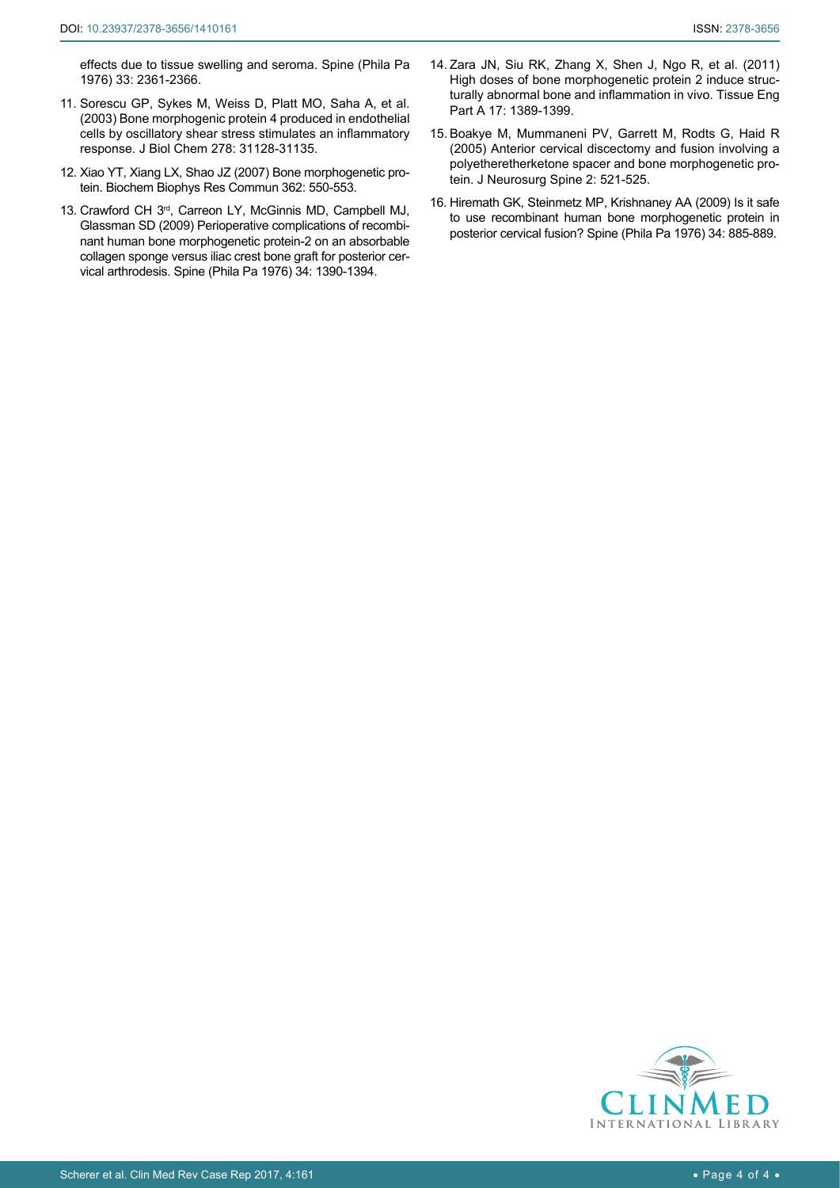effects due to tissue swelling and seroma. Spine (Phila Pa 1976) 33: 2361-2366.

11. Sorescu GP, Sykes M, Weiss D, Platt MO, Saha A, et al. (2003) Bone morphogenic protein 4 produced in endothelial cells by oscillatory shear stress stimulates an inflammatory response. J Biol Chem 278: 31128-31135.
12. Xiao YT, Xiang LX, Shao JZ (2007) Bone morphogenetic protein. Biochem Biophys Res Commun 362: 550-553.
13. Crawford CH 3rd, Carreon LY, McGinnis MD, Campbell MJ, Glassman SD (2009) Perioperative complications of recombinant human bone morphogenetic protein-2 on an absorbable collagen sponge versus iliac crest bone graft for posterior cervical arthrodesis. Spine (Phila Pa 1976) 34: 1390-1394.
14. Zara JN, Siu RK, Zhang X, Shen J, Ngo R, et al. (2011) High doses of bone morphogenetic protein 2 induce structurally abnormal bone and inflammation in vivo. Tissue Eng Part A 17: 1389-1399.
15. Boakye M, Mummaneni PV, Garrett M, Rodts G, Haid R (2005) Anterior cervical discectomy and fusion involving a polyetheretherketone spacer and bone morphogenetic protein. J Neurosurg Spine 2: 521-525.
16. Hiremath GK, Steinmetz MP, Krishnaney AA (2009) Is it safe to use recombinant human bone morphogenetic protein in posterior cervical fusion? Spine (Phila Pa 1976) 34: 885-889.